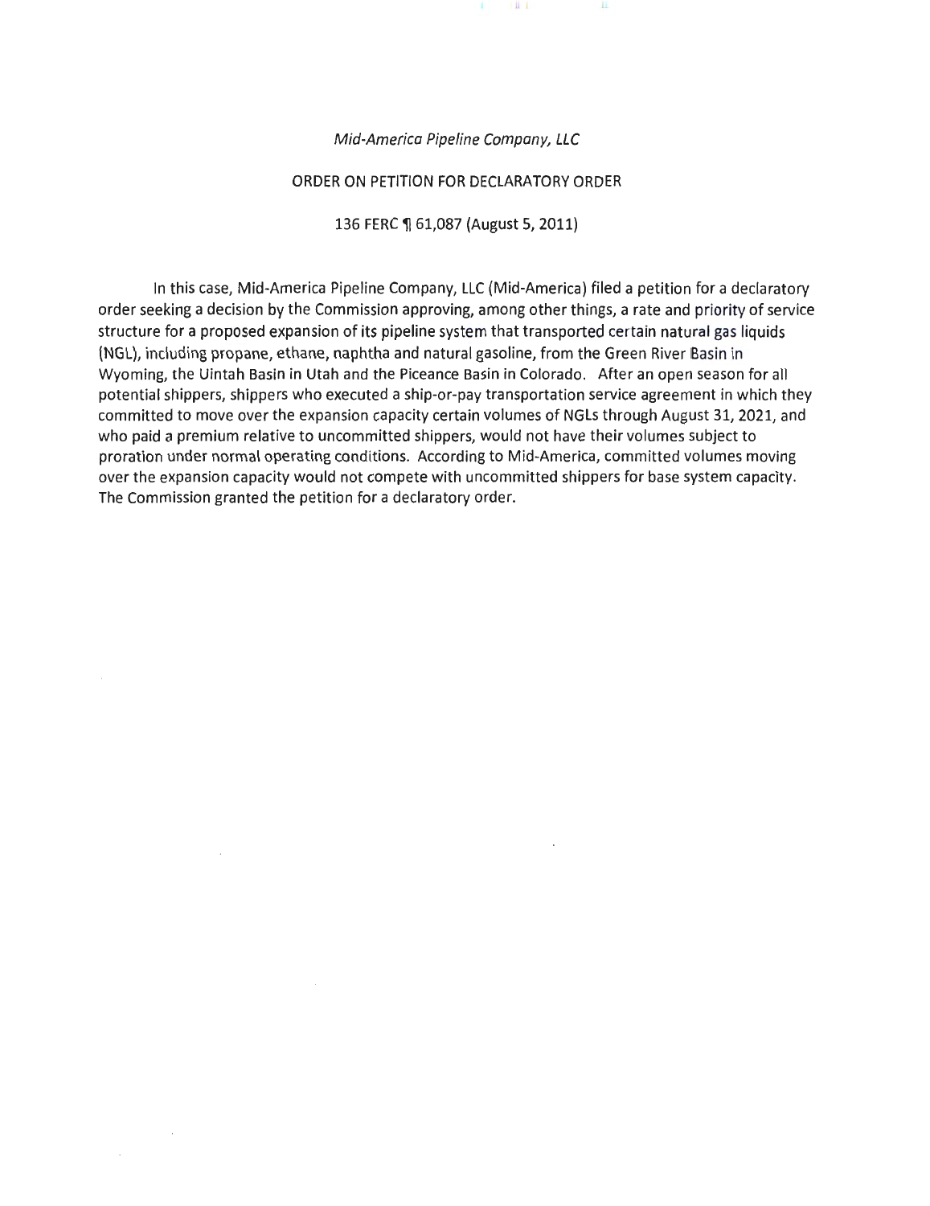*Mid-America Pipeline Company, LLC*

ORDER ON PETITION FOR DECLARATORY ORDER

136 FERC ¶ 61,087 (August 5, 2011)

In this case, Mid-America Pipeline Company, LLC (Mid-America) filed a petition for a declaratory order seeking a decision by the Commission approving, among other things, a rate and priority of service structure for a proposed expansion of its pipeline system that transported certain natural gas liquids (NGL), including propane, ethane, naphtha and natural gasoline, from the Green River Basin in Wyoming, the Uintah Basin in Utah and the Piceance Basin in Colorado. After an open season for all potential shippers, shippers who executed a ship-or-pay transportation service agreement in which they committed to move over the expansion capacity certain volumes of NGLs through August 31, 2021, and who paid a premium relative to uncommitted shippers, would not have their volumes subject to proration under normal operating conditions. According to Mid-America, committed volumes moving over the expansion capacity would not compete with uncommitted shippers for base system capacity. The Commission granted the petition for a declaratory order.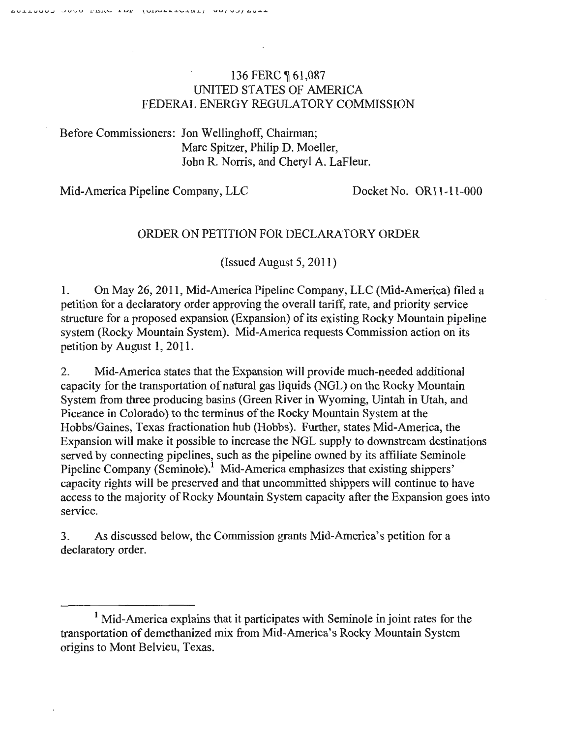136 FERC ¶ 61,087
UNITED STATES OF AMERICA
FEDERAL ENERGY REGULATORY COMMISSION

Before Commissioners: Jon Wellinghoff, Chairman;
Marc Spitzer, Philip D. Moeller,
John R. Norris, and Cheryl A. LaFleur.

Mid-America Pipeline Company, LLC     Docket No. OR11-11-000

ORDER ON PETITION FOR DECLARATORY ORDER

(Issued August 5, 2011)

1. On May 26, 2011, Mid-America Pipeline Company, LLC (Mid-America) filed a petition for a declaratory order approving the overall tariff, rate, and priority service structure for a proposed expansion (Expansion) of its existing Rocky Mountain pipeline system (Rocky Mountain System). Mid-America requests Commission action on its petition by August 1, 2011.

2. Mid-America states that the Expansion will provide much-needed additional capacity for the transportation of natural gas liquids (NGL) on the Rocky Mountain System from three producing basins (Green River in Wyoming, Uintah in Utah, and Piceance in Colorado) to the terminus of the Rocky Mountain System at the Hobbs/Gaines, Texas fractionation hub (Hobbs). Further, states Mid-America, the Expansion will make it possible to increase the NGL supply to downstream destinations served by connecting pipelines, such as the pipeline owned by its affiliate Seminole Pipeline Company (Seminole).[1] Mid-America emphasizes that existing shippers' capacity rights will be preserved and that uncommitted shippers will continue to have access to the majority of Rocky Mountain System capacity after the Expansion goes into service.

3. As discussed below, the Commission grants Mid-America's petition for a declaratory order.

---

[1] Mid-America explains that it participates with Seminole in joint rates for the transportation of demethanized mix from Mid-America's Rocky Mountain System origins to Mont Belvieu, Texas.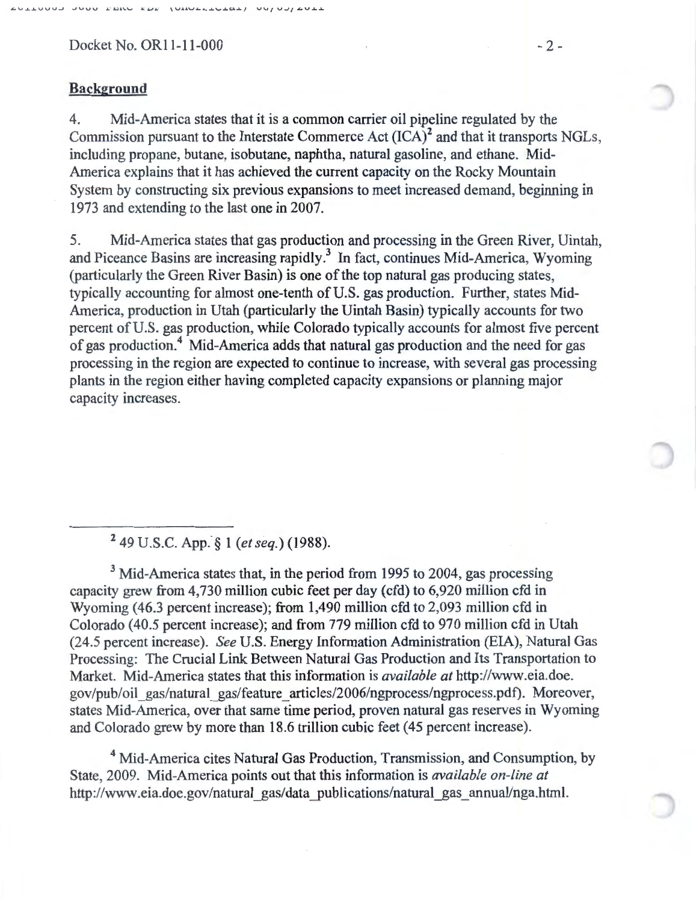## Background

4. Mid-America states that it is a common carrier oil pipeline regulated by the Commission pursuant to the Interstate Commerce Act (ICA)[2] and that it transports NGLs, including propane, butane, isobutane, naphtha, natural gasoline, and ethane. Mid-America explains that it has achieved the current capacity on the Rocky Mountain System by constructing six previous expansions to meet increased demand, beginning in 1973 and extending to the last one in 2007.

5. Mid-America states that gas production and processing in the Green River, Uintah, and Piceance Basins are increasing rapidly.[3] In fact, continues Mid-America, Wyoming (particularly the Green River Basin) is one of the top natural gas producing states, typically accounting for almost one-tenth of U.S. gas production. Further, states Mid-America, production in Utah (particularly the Uintah Basin) typically accounts for two percent of U.S. gas production, while Colorado typically accounts for almost five percent of gas production.[4] Mid-America adds that natural gas production and the need for gas processing in the region are expected to continue to increase, with several gas processing plants in the region either having completed capacity expansions or planning major capacity increases.

---

[2] 49 U.S.C. App. § 1 (*et seq.*) (1988).

[3] Mid-America states that, in the period from 1995 to 2004, gas processing capacity grew from 4,730 million cubic feet per day (cfd) to 6,920 million cfd in Wyoming (46.3 percent increase); from 1,490 million cfd to 2,093 million cfd in Colorado (40.5 percent increase); and from 779 million cfd to 970 million cfd in Utah (24.5 percent increase). *See* U.S. Energy Information Administration (EIA), Natural Gas Processing: The Crucial Link Between Natural Gas Production and Its Transportation to Market. Mid-America states that this information is *available at* http://www.eia.doe.gov/pub/oil_gas/natural_gas/feature_articles/2006/ngprocess/ngprocess.pdf). Moreover, states Mid-America, over that same time period, proven natural gas reserves in Wyoming and Colorado grew by more than 18.6 trillion cubic feet (45 percent increase).

[4] Mid-America cites Natural Gas Production, Transmission, and Consumption, by State, 2009. Mid-America points out that this information is *available on-line at* http://www.eia.doe.gov/natural_gas/data_publications/natural_gas_annual/nga.html.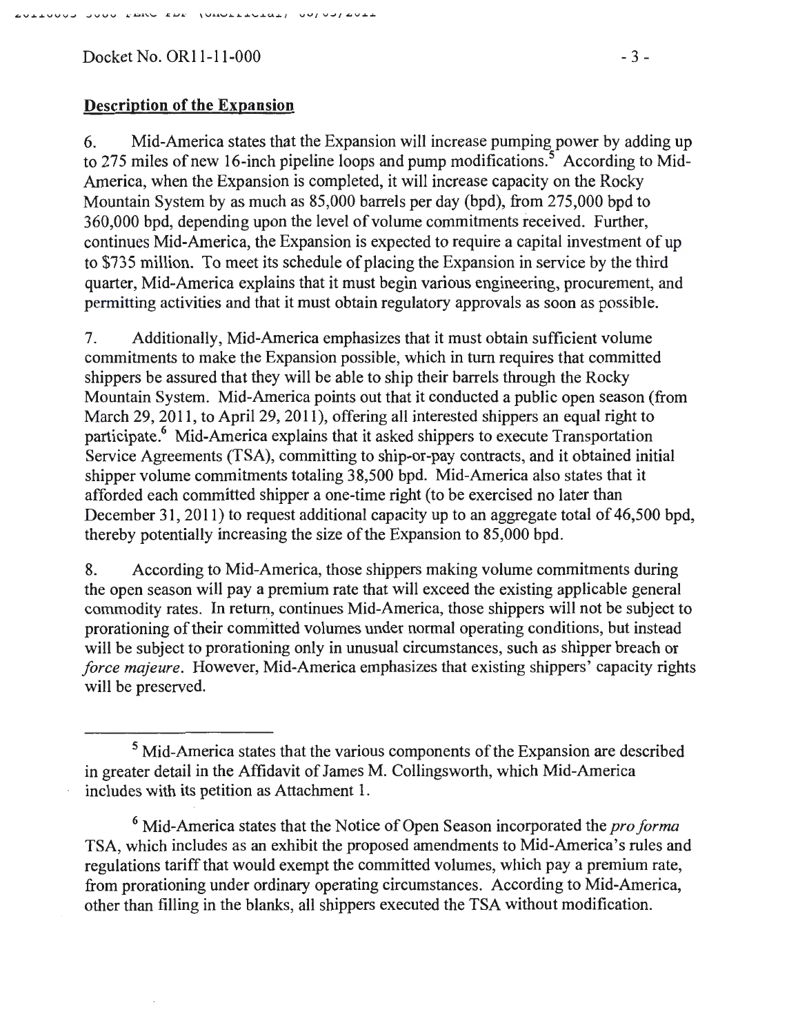## Description of the Expansion

6. Mid-America states that the Expansion will increase pumping power by adding up to 275 miles of new 16-inch pipeline loops and pump modifications.[5] According to Mid-America, when the Expansion is completed, it will increase capacity on the Rocky Mountain System by as much as 85,000 barrels per day (bpd), from 275,000 bpd to 360,000 bpd, depending upon the level of volume commitments received. Further, continues Mid-America, the Expansion is expected to require a capital investment of up to $735 million. To meet its schedule of placing the Expansion in service by the third quarter, Mid-America explains that it must begin various engineering, procurement, and permitting activities and that it must obtain regulatory approvals as soon as possible.

7. Additionally, Mid-America emphasizes that it must obtain sufficient volume commitments to make the Expansion possible, which in turn requires that committed shippers be assured that they will be able to ship their barrels through the Rocky Mountain System. Mid-America points out that it conducted a public open season (from March 29, 2011, to April 29, 2011), offering all interested shippers an equal right to participate.[6] Mid-America explains that it asked shippers to execute Transportation Service Agreements (TSA), committing to ship-or-pay contracts, and it obtained initial shipper volume commitments totaling 38,500 bpd. Mid-America also states that it afforded each committed shipper a one-time right (to be exercised no later than December 31, 2011) to request additional capacity up to an aggregate total of 46,500 bpd, thereby potentially increasing the size of the Expansion to 85,000 bpd.

8. According to Mid-America, those shippers making volume commitments during the open season will pay a premium rate that will exceed the existing applicable general commodity rates. In return, continues Mid-America, those shippers will not be subject to prorationing of their committed volumes under normal operating conditions, but instead will be subject to prorationing only in unusual circumstances, such as shipper breach or *force majeure*. However, Mid-America emphasizes that existing shippers' capacity rights will be preserved.

---

[5] Mid-America states that the various components of the Expansion are described in greater detail in the Affidavit of James M. Collingsworth, which Mid-America includes with its petition as Attachment 1.

[6] Mid-America states that the Notice of Open Season incorporated the *pro forma* TSA, which includes as an exhibit the proposed amendments to Mid-America's rules and regulations tariff that would exempt the committed volumes, which pay a premium rate, from prorationing under ordinary operating circumstances. According to Mid-America, other than filling in the blanks, all shippers executed the TSA without modification.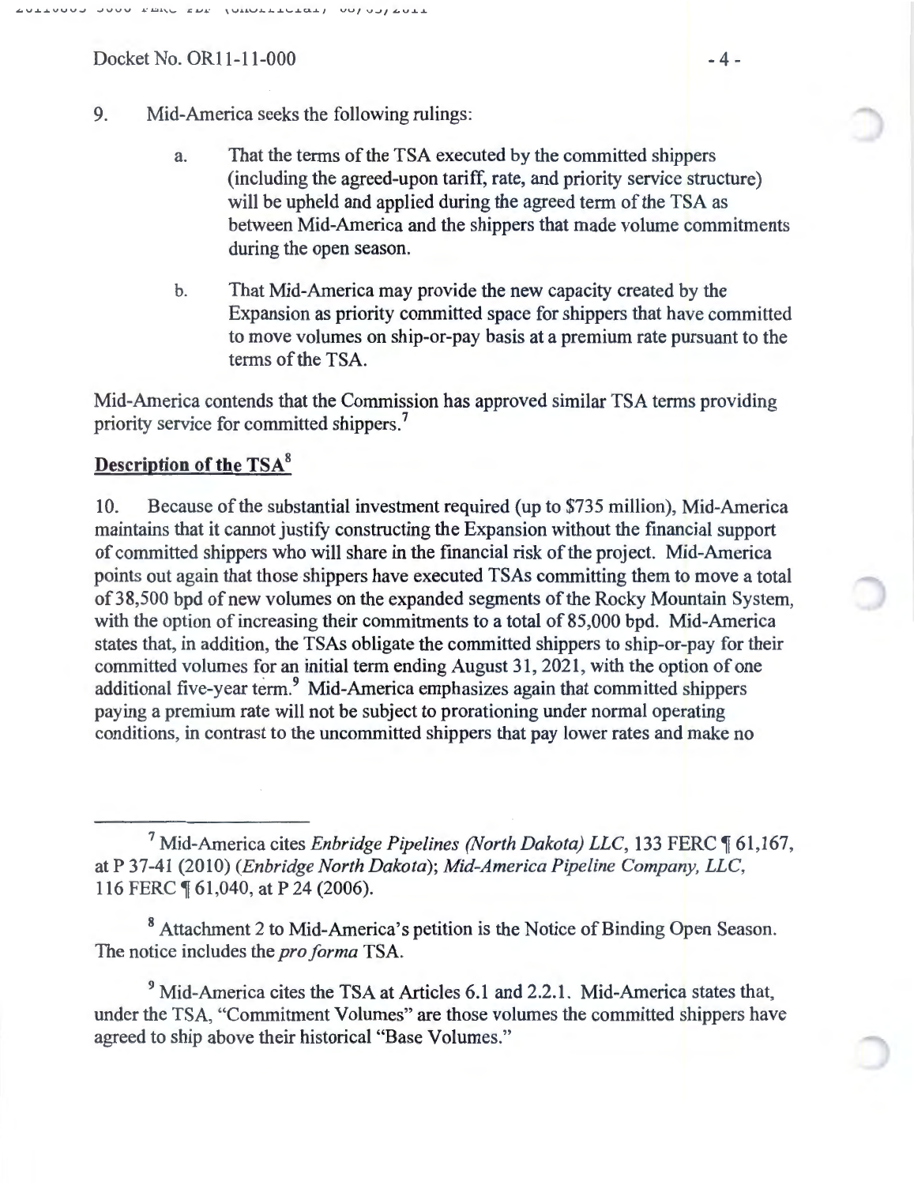Docket No. OR11-11-000

9. Mid-America seeks the following rulings:

   a. That the terms of the TSA executed by the committed shippers (including the agreed-upon tariff, rate, and priority service structure) will be upheld and applied during the agreed term of the TSA as between Mid-America and the shippers that made volume commitments during the open season.

   b. That Mid-America may provide the new capacity created by the Expansion as priority committed space for shippers that have committed to move volumes on ship-or-pay basis at a premium rate pursuant to the terms of the TSA.

Mid-America contends that the Commission has approved similar TSA terms providing priority service for committed shippers.[7]

**Description of the TSA[8]**

10. Because of the substantial investment required (up to $735 million), Mid-America maintains that it cannot justify constructing the Expansion without the financial support of committed shippers who will share in the financial risk of the project. Mid-America points out again that those shippers have executed TSAs committing them to move a total of 38,500 bpd of new volumes on the expanded segments of the Rocky Mountain System, with the option of increasing their commitments to a total of 85,000 bpd. Mid-America states that, in addition, the TSAs obligate the committed shippers to ship-or-pay for their committed volumes for an initial term ending August 31, 2021, with the option of one additional five-year term.[9] Mid-America emphasizes again that committed shippers paying a premium rate will not be subject to prorationing under normal operating conditions, in contrast to the uncommitted shippers that pay lower rates and make no

---

[7] Mid-America cites *Enbridge Pipelines (North Dakota) LLC*, 133 FERC ¶ 61,167, at P 37-41 (2010) (*Enbridge North Dakota*); *Mid-America Pipeline Company, LLC*, 116 FERC ¶ 61,040, at P 24 (2006).

[8] Attachment 2 to Mid-America's petition is the Notice of Binding Open Season. The notice includes the *pro forma* TSA.

[9] Mid-America cites the TSA at Articles 6.1 and 2.2.1. Mid-America states that, under the TSA, "Commitment Volumes" are those volumes the committed shippers have agreed to ship above their historical "Base Volumes."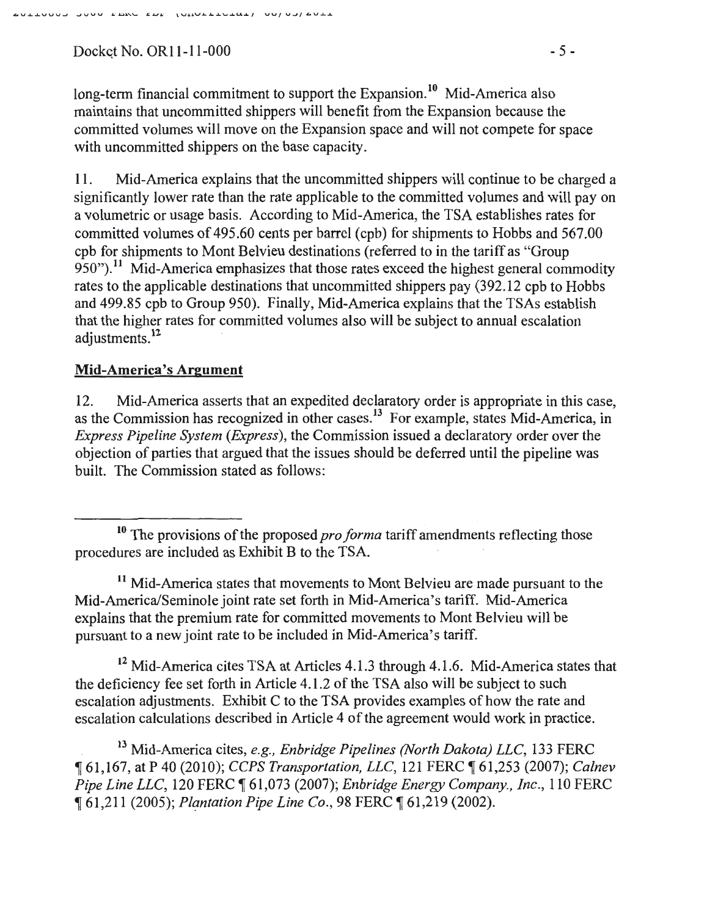long-term financial commitment to support the Expansion.[10] Mid-America also maintains that uncommitted shippers will benefit from the Expansion because the committed volumes will move on the Expansion space and will not compete for space with uncommitted shippers on the base capacity.

11. Mid-America explains that the uncommitted shippers will continue to be charged a significantly lower rate than the rate applicable to the committed volumes and will pay on a volumetric or usage basis. According to Mid-America, the TSA establishes rates for committed volumes of 495.60 cents per barrel (cpb) for shipments to Hobbs and 567.00 cpb for shipments to Mont Belvieu destinations (referred to in the tariff as "Group 950").[11] Mid-America emphasizes that those rates exceed the highest general commodity rates to the applicable destinations that uncommitted shippers pay (392.12 cpb to Hobbs and 499.85 cpb to Group 950). Finally, Mid-America explains that the TSAs establish that the higher rates for committed volumes also will be subject to annual escalation adjustments.[12]

## Mid-America's Argument

12. Mid-America asserts that an expedited declaratory order is appropriate in this case, as the Commission has recognized in other cases.[13] For example, states Mid-America, in *Express Pipeline System* (*Express*), the Commission issued a declaratory order over the objection of parties that argued that the issues should be deferred until the pipeline was built. The Commission stated as follows:

---

[10] The provisions of the proposed *pro forma* tariff amendments reflecting those procedures are included as Exhibit B to the TSA.

[11] Mid-America states that movements to Mont Belvieu are made pursuant to the Mid-America/Seminole joint rate set forth in Mid-America's tariff. Mid-America explains that the premium rate for committed movements to Mont Belvieu will be pursuant to a new joint rate to be included in Mid-America's tariff.

[12] Mid-America cites TSA at Articles 4.1.3 through 4.1.6. Mid-America states that the deficiency fee set forth in Article 4.1.2 of the TSA also will be subject to such escalation adjustments. Exhibit C to the TSA provides examples of how the rate and escalation calculations described in Article 4 of the agreement would work in practice.

[13] Mid-America cites, *e.g., Enbridge Pipelines (North Dakota) LLC*, 133 FERC ¶ 61,167, at P 40 (2010); *CCPS Transportation, LLC*, 121 FERC ¶ 61,253 (2007); *Calnev Pipe Line LLC*, 120 FERC ¶ 61,073 (2007); *Enbridge Energy Company., Inc.*, 110 FERC ¶ 61,211 (2005); *Plantation Pipe Line Co.*, 98 FERC ¶ 61,219 (2002).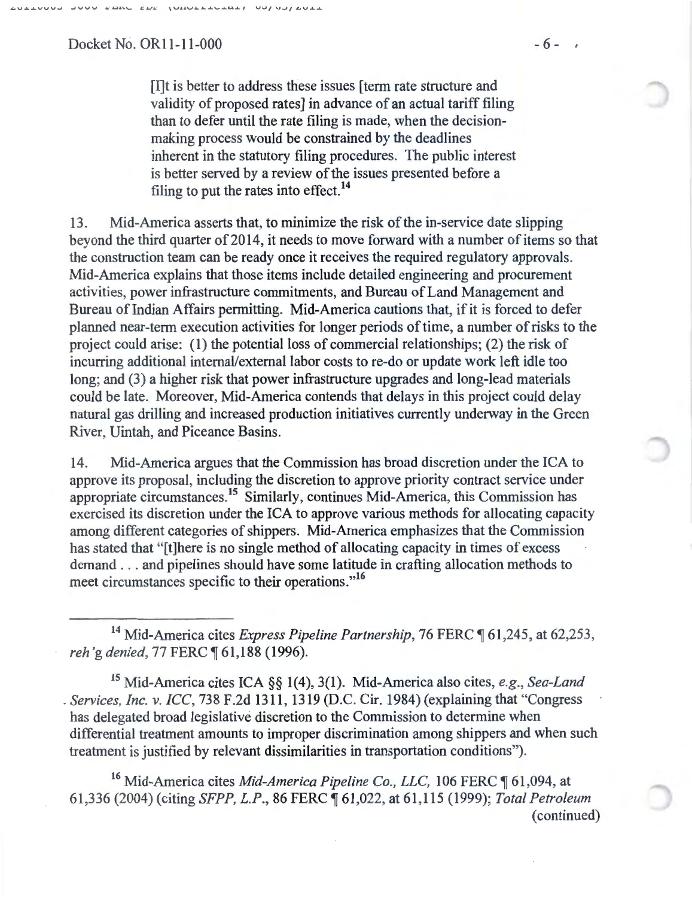> [I]t is better to address these issues [term rate structure and validity of proposed rates] in advance of an actual tariff filing than to defer until the rate filing is made, when the decision-making process would be constrained by the deadlines inherent in the statutory filing procedures. The public interest is better served by a review of the issues presented before a filing to put the rates into effect.[14]

13. Mid-America asserts that, to minimize the risk of the in-service date slipping beyond the third quarter of 2014, it needs to move forward with a number of items so that the construction team can be ready once it receives the required regulatory approvals. Mid-America explains that those items include detailed engineering and procurement activities, power infrastructure commitments, and Bureau of Land Management and Bureau of Indian Affairs permitting. Mid-America cautions that, if it is forced to defer planned near-term execution activities for longer periods of time, a number of risks to the project could arise: (1) the potential loss of commercial relationships; (2) the risk of incurring additional internal/external labor costs to re-do or update work left idle too long; and (3) a higher risk that power infrastructure upgrades and long-lead materials could be late. Moreover, Mid-America contends that delays in this project could delay natural gas drilling and increased production initiatives currently underway in the Green River, Uintah, and Piceance Basins.

14. Mid-America argues that the Commission has broad discretion under the ICA to approve its proposal, including the discretion to approve priority contract service under appropriate circumstances.[15] Similarly, continues Mid-America, this Commission has exercised its discretion under the ICA to approve various methods for allocating capacity among different categories of shippers. Mid-America emphasizes that the Commission has stated that "[t]here is no single method of allocating capacity in times of excess demand . . . and pipelines should have some latitude in crafting allocation methods to meet circumstances specific to their operations."[16]

---

[14] Mid-America cites *Express Pipeline Partnership*, 76 FERC ¶ 61,245, at 62,253, *reh'g denied*, 77 FERC ¶ 61,188 (1996).

[15] Mid-America cites ICA §§ 1(4), 3(1). Mid-America also cites, *e.g.*, *Sea-Land Services, Inc. v. ICC*, 738 F.2d 1311, 1319 (D.C. Cir. 1984) (explaining that "Congress has delegated broad legislative discretion to the Commission to determine when differential treatment amounts to improper discrimination among shippers and when such treatment is justified by relevant dissimilarities in transportation conditions").

[16] Mid-America cites *Mid-America Pipeline Co., LLC*, 106 FERC ¶ 61,094, at 61,336 (2004) (citing *SFPP, L.P.*, 86 FERC ¶ 61,022, at 61,115 (1999); *Total Petroleum*

(continued)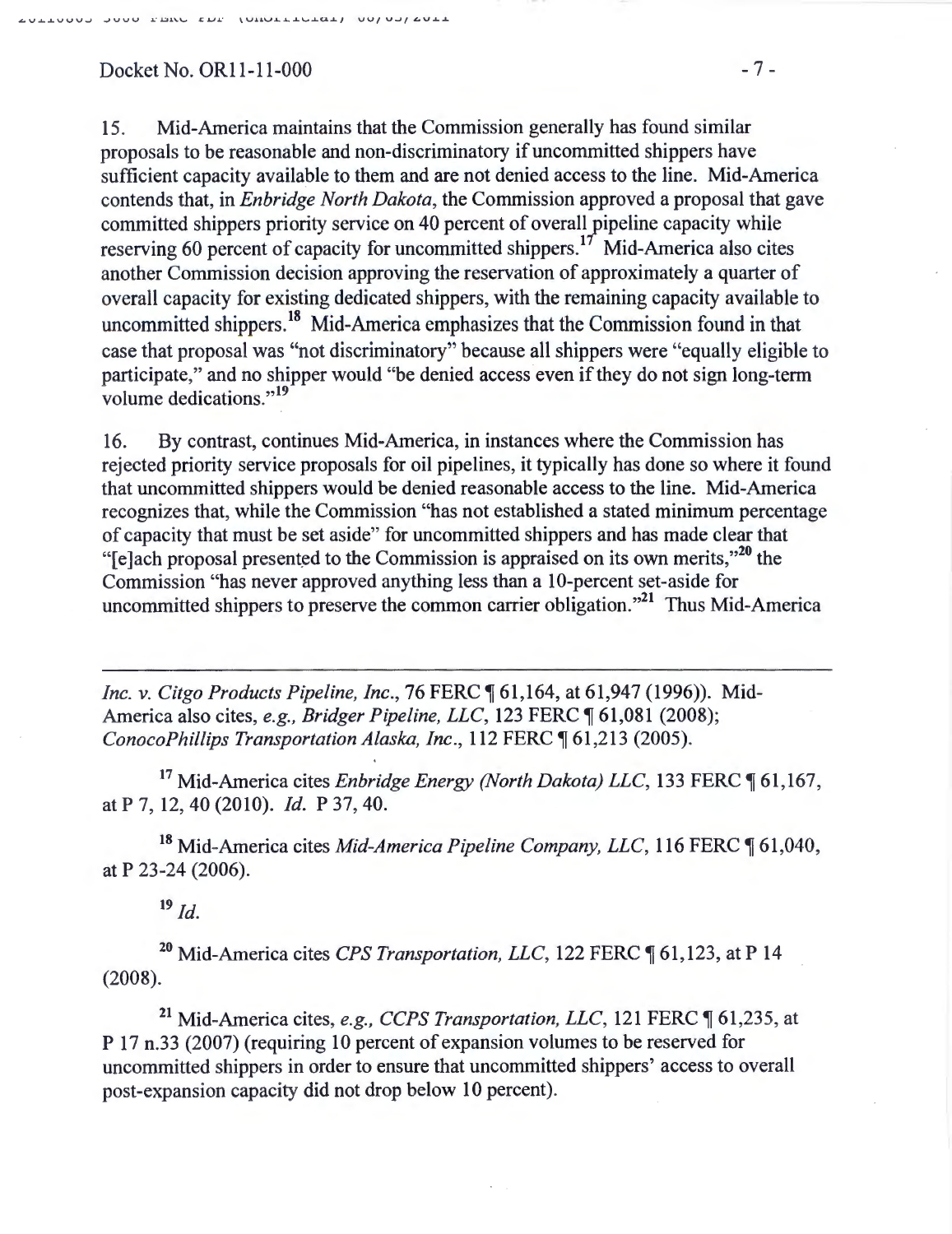15. Mid-America maintains that the Commission generally has found similar proposals to be reasonable and non-discriminatory if uncommitted shippers have sufficient capacity available to them and are not denied access to the line. Mid-America contends that, in *Enbridge North Dakota*, the Commission approved a proposal that gave committed shippers priority service on 40 percent of overall pipeline capacity while reserving 60 percent of capacity for uncommitted shippers.[17] Mid-America also cites another Commission decision approving the reservation of approximately a quarter of overall capacity for existing dedicated shippers, with the remaining capacity available to uncommitted shippers.[18] Mid-America emphasizes that the Commission found in that case that proposal was "not discriminatory" because all shippers were "equally eligible to participate," and no shipper would "be denied access even if they do not sign long-term volume dedications."[19]

16. By contrast, continues Mid-America, in instances where the Commission has rejected priority service proposals for oil pipelines, it typically has done so where it found that uncommitted shippers would be denied reasonable access to the line. Mid-America recognizes that, while the Commission "has not established a stated minimum percentage of capacity that must be set aside" for uncommitted shippers and has made clear that "[e]ach proposal presented to the Commission is appraised on its own merits,"[20] the Commission "has never approved anything less than a 10-percent set-aside for uncommitted shippers to preserve the common carrier obligation."[21] Thus Mid-America

---

*Inc. v. Citgo Products Pipeline, Inc.*, 76 FERC ¶ 61,164, at 61,947 (1996)). Mid-America also cites, *e.g.*, *Bridger Pipeline, LLC*, 123 FERC ¶ 61,081 (2008); *ConocoPhillips Transportation Alaska, Inc.*, 112 FERC ¶ 61,213 (2005).

[17] Mid-America cites *Enbridge Energy (North Dakota) LLC*, 133 FERC ¶ 61,167, at P 7, 12, 40 (2010). *Id.* P 37, 40.

[18] Mid-America cites *Mid-America Pipeline Company, LLC*, 116 FERC ¶ 61,040, at P 23-24 (2006).

[19] *Id.*

[20] Mid-America cites *CPS Transportation, LLC*, 122 FERC ¶ 61,123, at P 14 (2008).

[21] Mid-America cites, *e.g.*, *CCPS Transportation, LLC*, 121 FERC ¶ 61,235, at P 17 n.33 (2007) (requiring 10 percent of expansion volumes to be reserved for uncommitted shippers in order to ensure that uncommitted shippers' access to overall post-expansion capacity did not drop below 10 percent).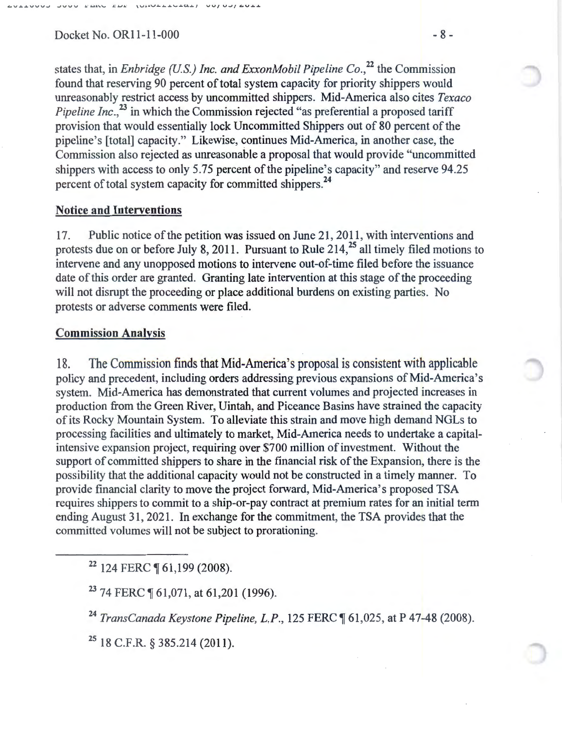states that, in *Enbridge (U.S.) Inc. and ExxonMobil Pipeline Co.*,[22] the Commission found that reserving 90 percent of total system capacity for priority shippers would unreasonably restrict access by uncommitted shippers. Mid-America also cites *Texaco Pipeline Inc.*,[23] in which the Commission rejected "as preferential a proposed tariff provision that would essentially lock Uncommitted Shippers out of 80 percent of the pipeline's [total] capacity." Likewise, continues Mid-America, in another case, the Commission also rejected as unreasonable a proposal that would provide "uncommitted shippers with access to only 5.75 percent of the pipeline's capacity" and reserve 94.25 percent of total system capacity for committed shippers.[24]

**Notice and Interventions**

17. Public notice of the petition was issued on June 21, 2011, with interventions and protests due on or before July 8, 2011. Pursuant to Rule 214,[25] all timely filed motions to intervene and any unopposed motions to intervene out-of-time filed before the issuance date of this order are granted. Granting late intervention at this stage of the proceeding will not disrupt the proceeding or place additional burdens on existing parties. No protests or adverse comments were filed.

**Commission Analysis**

18. The Commission finds that Mid-America's proposal is consistent with applicable policy and precedent, including orders addressing previous expansions of Mid-America's system. Mid-America has demonstrated that current volumes and projected increases in production from the Green River, Uintah, and Piceance Basins have strained the capacity of its Rocky Mountain System. To alleviate this strain and move high demand NGLs to processing facilities and ultimately to market, Mid-America needs to undertake a capital-intensive expansion project, requiring over $700 million of investment. Without the support of committed shippers to share in the financial risk of the Expansion, there is the possibility that the additional capacity would not be constructed in a timely manner. To provide financial clarity to move the project forward, Mid-America's proposed TSA requires shippers to commit to a ship-or-pay contract at premium rates for an initial term ending August 31, 2021. In exchange for the commitment, the TSA provides that the committed volumes will not be subject to prorationing.

---

[22] 124 FERC ¶ 61,199 (2008).

[23] 74 FERC ¶ 61,071, at 61,201 (1996).

[24] *TransCanada Keystone Pipeline, L.P.*, 125 FERC ¶ 61,025, at P 47-48 (2008).

[25] 18 C.F.R. § 385.214 (2011).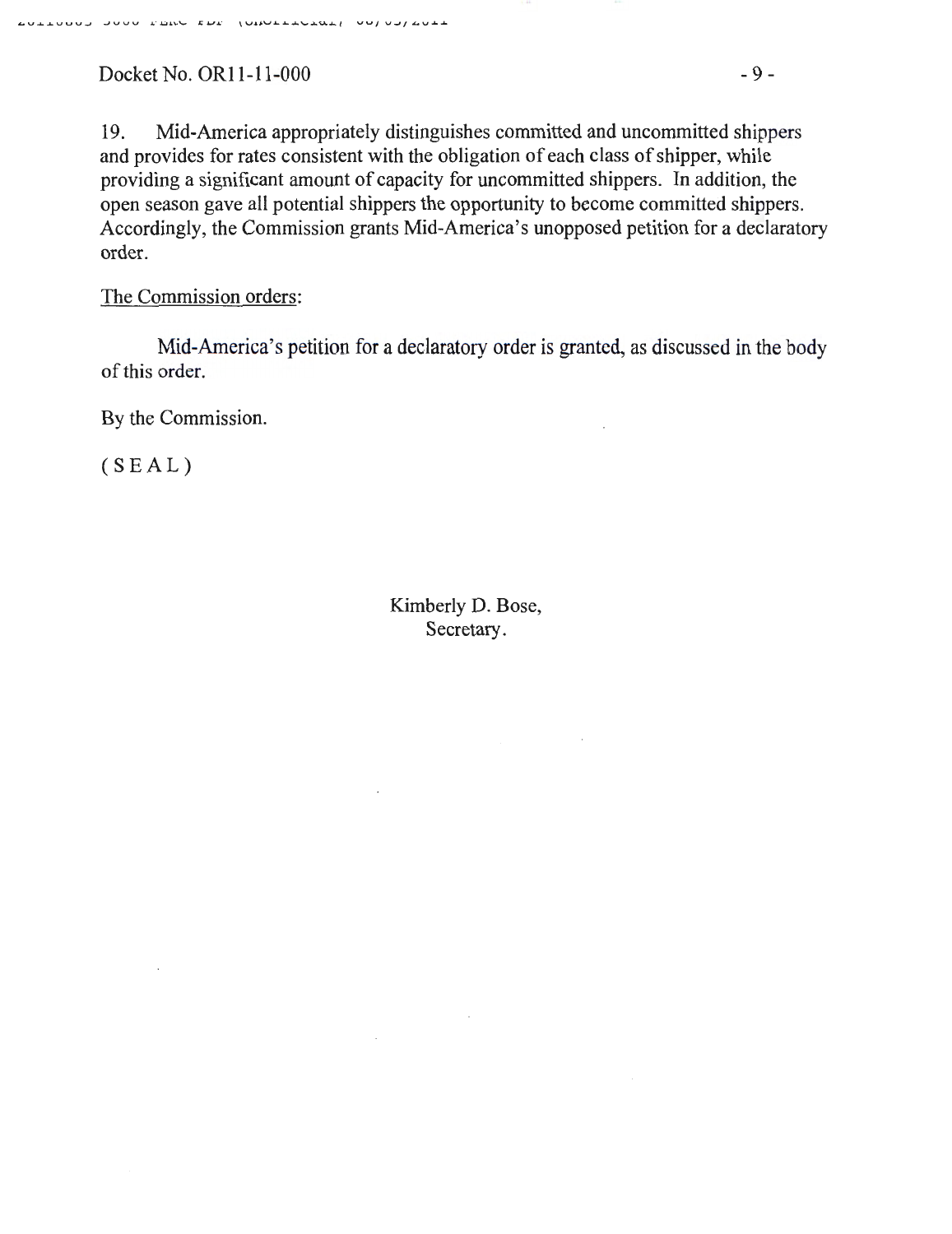19. Mid-America appropriately distinguishes committed and uncommitted shippers and provides for rates consistent with the obligation of each class of shipper, while providing a significant amount of capacity for uncommitted shippers. In addition, the open season gave all potential shippers the opportunity to become committed shippers. Accordingly, the Commission grants Mid-America's unopposed petition for a declaratory order.

The Commission orders:

Mid-America's petition for a declaratory order is granted, as discussed in the body of this order.

By the Commission.

( S E A L )

Kimberly D. Bose,
Secretary.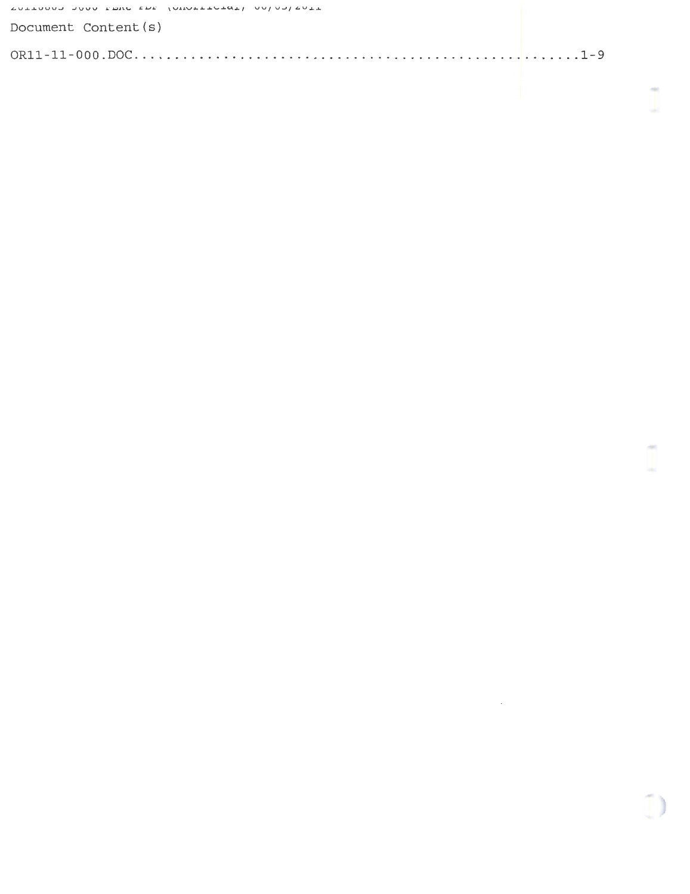Document Content(s)

OR11-11-000.DOC.......................................................1-9